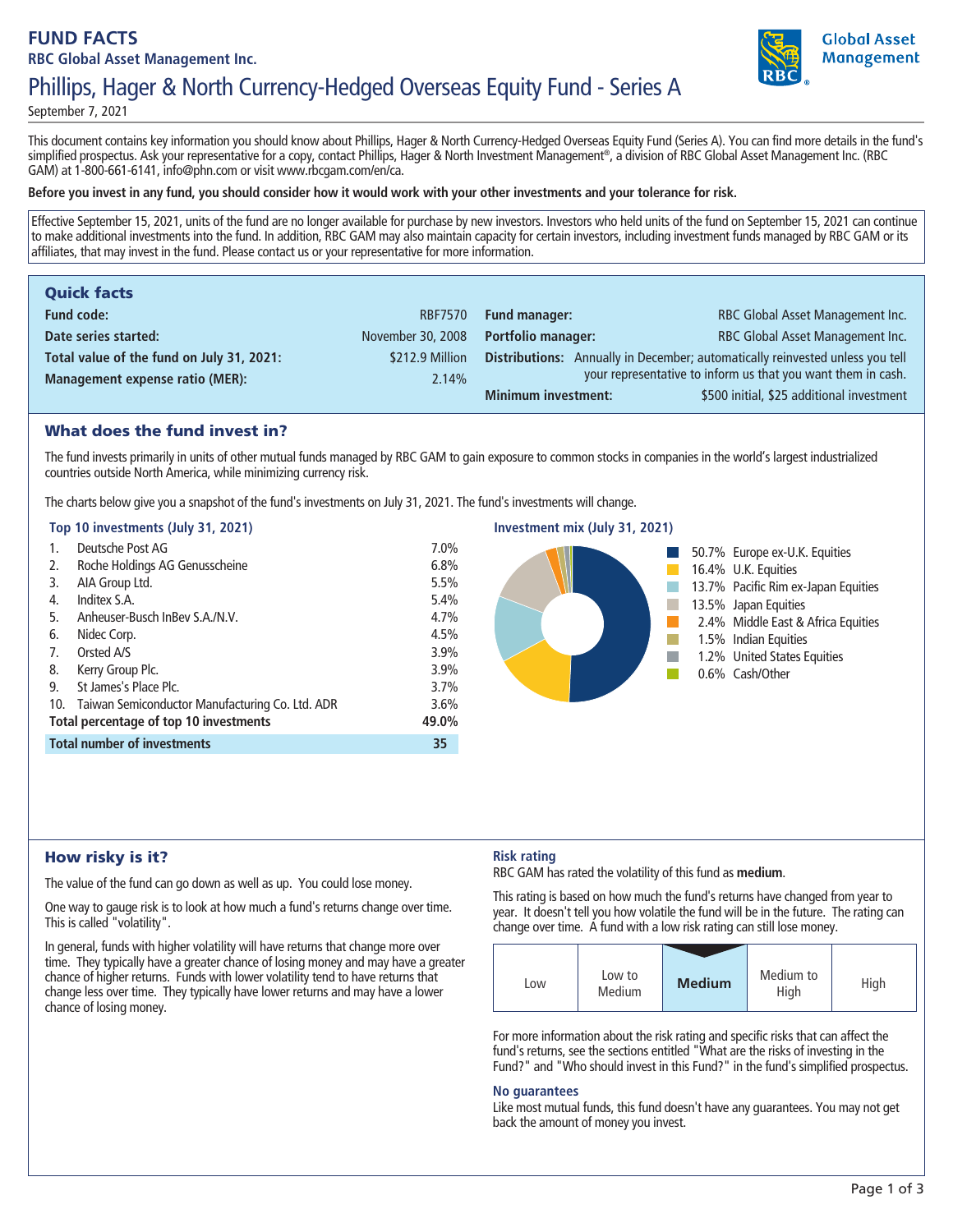# FUND FACTS

**RBC Global Asset Management Inc.**

## Phillips, Hager & North Currency-Hedged Overseas Equity Fund - Series A

September 7, 2021

This document contains key information you should know about Phillips, Hager & North Currency-Hedged Overseas Equity Fund (Series A). You can find more details in the fund's simplified prospectus. Ask your representative for a copy, contact Phillips, Hager & North Investment Management®, a division of RBC Global Asset Management Inc. (RBC GAM) at 1-800-661-6141, info@phn.com or visit www.rbcgam.com/en/ca.

**Before you invest in any fund, you should consider how it would work with your other investments and your tolerance for risk.**

Effective September 15, 2021, units of the fund are no longer available for purchase by new investors. Investors who held units of the fund on September 15, 2021 can continue to make additional investments into the fund. In addition, RBC GAM may also maintain capacity for certain investors, including investment funds managed by RBC GAM or its affiliates, that may invest in the fund. Please contact us or your representative for more information.

## Quick facts

| | | | |
|---|---|---|---|
| **Fund code:** | RBF7570 | **Fund manager:** | RBC Global Asset Management Inc. |
| **Date series started:** | November 30, 2008 | **Portfolio manager:** | RBC Global Asset Management Inc. |
| **Total value of the fund on July 31, 2021:** | $212.9 Million | **Distributions:** | Annually in December; automatically reinvested unless you tell your representative to inform us that you want them in cash. |
| **Management expense ratio (MER):** | 2.14% | **Minimum investment:** | $500 initial, $25 additional investment |

## What does the fund invest in?

The fund invests primarily in units of other mutual funds managed by RBC GAM to gain exposure to common stocks in companies in the world's largest industrialized countries outside North America, while minimizing currency risk.

The charts below give you a snapshot of the fund's investments on July 31, 2021. The fund's investments will change.

### Top 10 investments (July 31, 2021)

| | | |
|---|---|---|
| 1. | Deutsche Post AG | 7.0% |
| 2. | Roche Holdings AG Genusscheine | 6.8% |
| 3. | AIA Group Ltd. | 5.5% |
| 4. | Inditex S.A. | 5.4% |
| 5. | Anheuser-Busch InBev S.A./N.V. | 4.7% |
| 6. | Nidec Corp. | 4.5% |
| 7. | Orsted A/S | 3.9% |
| 8. | Kerry Group Plc. | 3.9% |
| 9. | St James's Place Plc. | 3.7% |
| 10. | Taiwan Semiconductor Manufacturing Co. Ltd. ADR | 3.6% |
| **Total percentage of top 10 investments** | | **49.0%** |
| **Total number of investments** | | **35** |

### Investment mix (July 31, 2021)

- 50.7% Europe ex-U.K. Equities
- 16.4% U.K. Equities
- 13.7% Pacific Rim ex-Japan Equities
- 13.5% Japan Equities
- 2.4% Middle East & Africa Equities
- 1.5% Indian Equities
- 1.2% United States Equities
- 0.6% Cash/Other

## How risky is it?

The value of the fund can go down as well as up. You could lose money.

One way to gauge risk is to look at how much a fund's returns change over time. This is called "volatility".

In general, funds with higher volatility will have returns that change more over time. They typically have a greater chance of losing money and may have a greater chance of higher returns. Funds with lower volatility tend to have returns that change less over time. They typically have lower returns and may have a lower chance of losing money.

### Risk rating

RBC GAM has rated the volatility of this fund as **medium**.

This rating is based on how much the fund's returns have changed from year to year. It doesn't tell you how volatile the fund will be in the future. The rating can change over time. A fund with a low risk rating can still lose money.

| Low | Low to Medium | **Medium** | Medium to High | High |
|---|---|---|---|---|

For more information about the risk rating and specific risks that can affect the fund's returns, see the sections entitled "What are the risks of investing in the Fund?" and "Who should invest in this Fund?" in the fund's simplified prospectus.

### No guarantees

Like most mutual funds, this fund doesn't have any guarantees. You may not get back the amount of money you invest.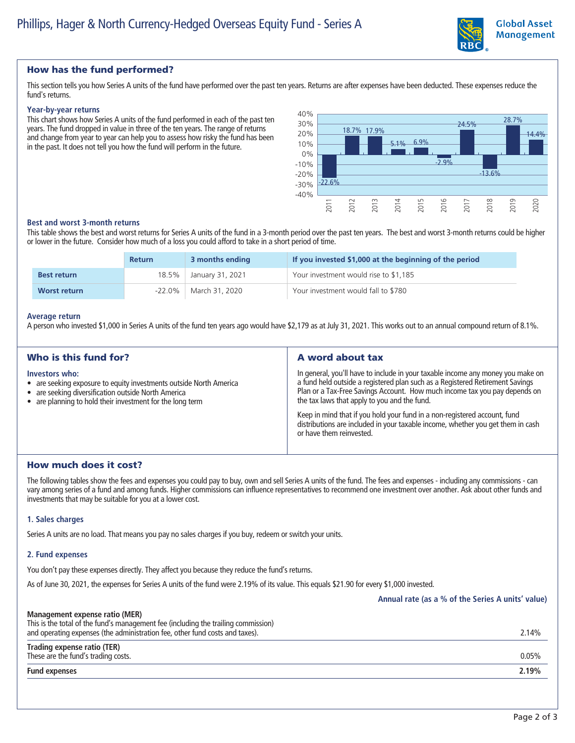# Phillips, Hager & North Currency-Hedged Overseas Equity Fund - Series A

## How has the fund performed?

This section tells you how Series A units of the fund have performed over the past ten years. Returns are after expenses have been deducted. These expenses reduce the fund's returns.

### Year-by-year returns

This chart shows how Series A units of the fund performed in each of the past ten years. The fund dropped in value in three of the ten years. The range of returns and change from year to year can help you to assess how risky the fund has been in the past. It does not tell you how the fund will perform in the future.

| Year | 2011 | 2012 | 2013 | 2014 | 2015 | 2016 | 2017 | 2018 | 2019 | 2020 |
|---|---|---|---|---|---|---|---|---|---|---|
| Return | -22.6% | 18.7% | 17.9% | 5.1% | 6.9% | -2.9% | 24.5% | -13.6% | 28.7% | 14.4% |

### Best and worst 3-month returns

This table shows the best and worst returns for Series A units of the fund in a 3-month period over the past ten years. The best and worst 3-month returns could be higher or lower in the future. Consider how much of a loss you could afford to take in a short period of time.

| | Return | 3 months ending | If you invested $1,000 at the beginning of the period |
|---|---|---|---|
| **Best return** | 18.5% | January 31, 2021 | Your investment would rise to $1,185 |
| **Worst return** | -22.0% | March 31, 2020 | Your investment would fall to $780 |

### Average return

A person who invested $1,000 in Series A units of the fund ten years ago would have $2,179 as at July 31, 2021. This works out to an annual compound return of 8.1%.

## Who is this fund for?

**Investors who:**

- are seeking exposure to equity investments outside North America
- are seeking diversification outside North America
- are planning to hold their investment for the long term

## A word about tax

In general, you'll have to include in your taxable income any money you make on a fund held outside a registered plan such as a Registered Retirement Savings Plan or a Tax-Free Savings Account. How much income tax you pay depends on the tax laws that apply to you and the fund.

Keep in mind that if you hold your fund in a non-registered account, fund distributions are included in your taxable income, whether you get them in cash or have them reinvested.

## How much does it cost?

The following tables show the fees and expenses you could pay to buy, own and sell Series A units of the fund. The fees and expenses - including any commissions - can vary among series of a fund and among funds. Higher commissions can influence representatives to recommend one investment over another. Ask about other funds and investments that may be suitable for you at a lower cost.

### 1. Sales charges

Series A units are no load. That means you pay no sales charges if you buy, redeem or switch your units.

### 2. Fund expenses

You don't pay these expenses directly. They affect you because they reduce the fund's returns.

As of June 30, 2021, the expenses for Series A units of the fund were 2.19% of its value. This equals $21.90 for every $1,000 invested.

| | Annual rate (as a % of the Series A units' value) |
|---|---|
| **Management expense ratio (MER)**<br>This is the total of the fund's management fee (including the trailing commission) and operating expenses (the administration fee, other fund costs and taxes). | 2.14% |
| **Trading expense ratio (TER)**<br>These are the fund's trading costs. | 0.05% |
| **Fund expenses** | **2.19%** |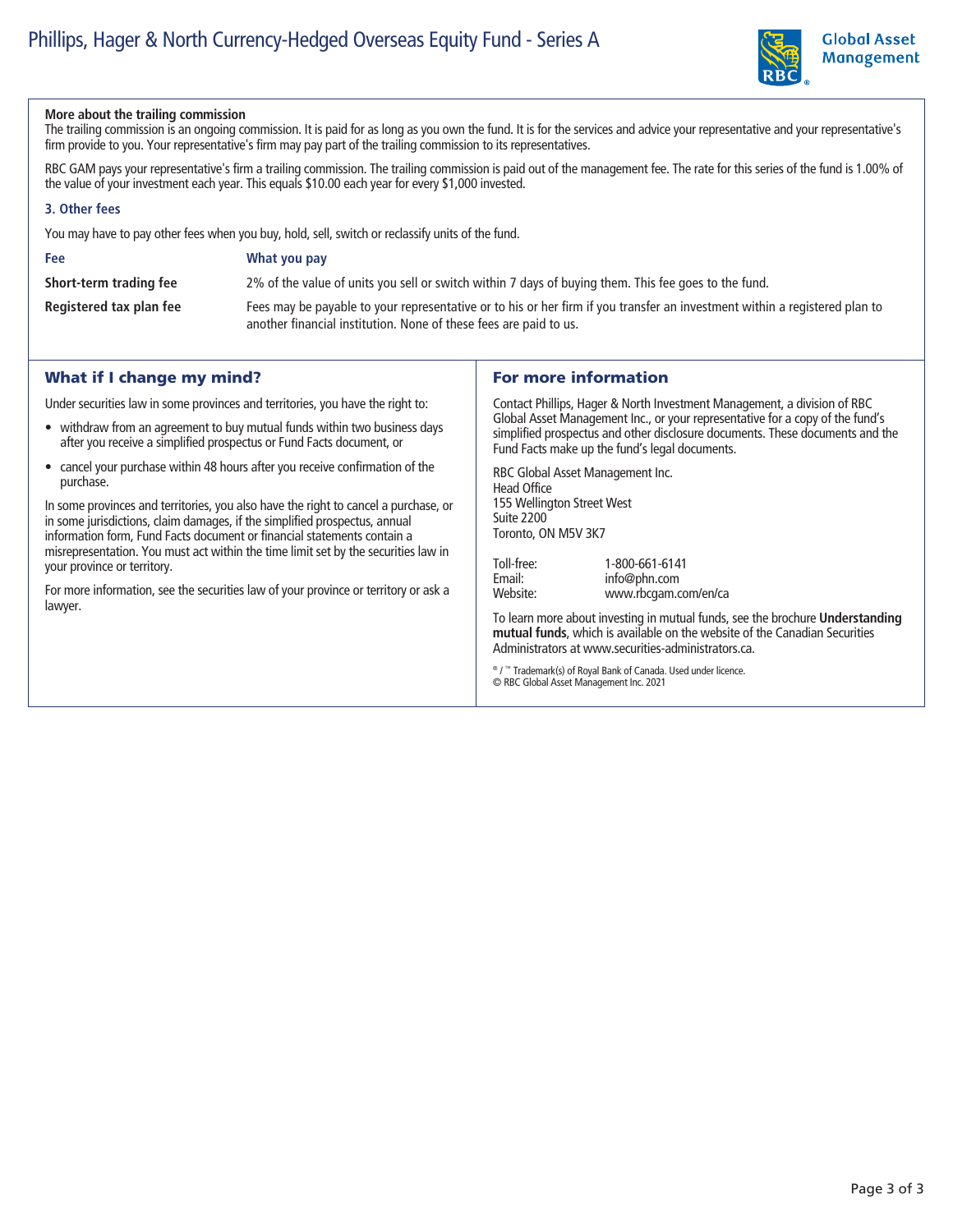**More about the trailing commission**

The trailing commission is an ongoing commission. It is paid for as long as you own the fund. It is for the services and advice your representative and your representative's firm provide to you. Your representative's firm may pay part of the trailing commission to its representatives.

RBC GAM pays your representative's firm a trailing commission. The trailing commission is paid out of the management fee. The rate for this series of the fund is 1.00% of the value of your investment each year. This equals $10.00 each year for every $1,000 invested.

### 3. Other fees

You may have to pay other fees when you buy, hold, sell, switch or reclassify units of the fund.

| Fee | What you pay |
|---|---|
| **Short-term trading fee** | 2% of the value of units you sell or switch within 7 days of buying them. This fee goes to the fund. |
| **Registered tax plan fee** | Fees may be payable to your representative or to his or her firm if you transfer an investment within a registered plan to another financial institution. None of these fees are paid to us. |

## What if I change my mind?

Under securities law in some provinces and territories, you have the right to:

- withdraw from an agreement to buy mutual funds within two business days after you receive a simplified prospectus or Fund Facts document, or
- cancel your purchase within 48 hours after you receive confirmation of the purchase.

In some provinces and territories, you also have the right to cancel a purchase, or in some jurisdictions, claim damages, if the simplified prospectus, annual information form, Fund Facts document or financial statements contain a misrepresentation. You must act within the time limit set by the securities law in your province or territory.

For more information, see the securities law of your province or territory or ask a lawyer.

## For more information

Contact Phillips, Hager & North Investment Management, a division of RBC Global Asset Management Inc., or your representative for a copy of the fund's simplified prospectus and other disclosure documents. These documents and the Fund Facts make up the fund's legal documents.

RBC Global Asset Management Inc.
Head Office
155 Wellington Street West
Suite 2200
Toronto, ON M5V 3K7

Toll-free: 1-800-661-6141
Email: info@phn.com
Website: www.rbcgam.com/en/ca

To learn more about investing in mutual funds, see the brochure **Understanding mutual funds**, which is available on the website of the Canadian Securities Administrators at www.securities-administrators.ca.

® / ™ Trademark(s) of Royal Bank of Canada. Used under licence.
© RBC Global Asset Management Inc. 2021